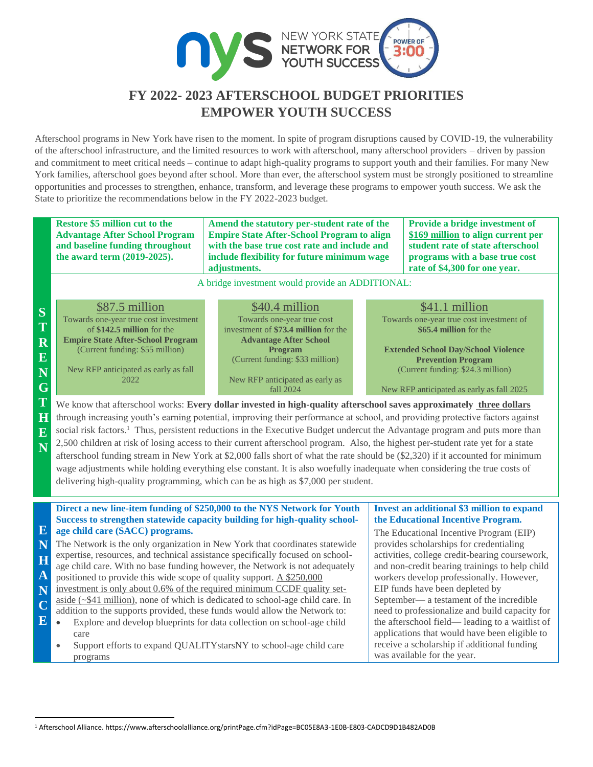NEW YORK STATE NETWORK FOR YOUTH SUCCESS — POWER OF 3:00

# FY 2022- 2023 AFTERSCHOOL BUDGET PRIORITIES
# EMPOWER YOUTH SUCCESS

Afterschool programs in New York have risen to the moment. In spite of program disruptions caused by COVID-19, the vulnerability of the afterschool infrastructure, and the limited resources to work with afterschool, many afterschool providers – driven by passion and commitment to meet critical needs – continue to adapt high-quality programs to support youth and their families. For many New York families, afterschool goes beyond after school. More than ever, the afterschool system must be strongly positioned to streamline opportunities and processes to strengthen, enhance, transform, and leverage these programs to empower youth success. We ask the State to prioritize the recommendations below in the FY 2022-2023 budget.

## STRENGTHEN

| **Restore $5 million cut to the Advantage After School Program and baseline funding throughout the award term (2019-2025).** | **Amend the statutory per-student rate of the Empire State After-School Program to align with the base true cost rate and include flexibility for future minimum wage adjustments.** | **Provide a bridge investment of $169 million to align current per student rate of state afterschool programs with a base true cost rate of $4,300 for one year.** |
|---|---|---|

A bridge investment would provide an ADDITIONAL:

| $87.5 million | $40.4 million | $41.1 million |
|---|---|---|
| Towards one-year true cost investment of **$142.5 million** for the **Empire State After-School Program** (Current funding: $55 million) | Towards one-year true cost investment of **$73.4 million** for the **Advantage After School Program** (Current funding: $33 million) | Towards one-year true cost investment of **$65.4 million** for the **Extended School Day/School Violence Prevention Program** (Current funding: $24.3 million) |
| New RFP anticipated as early as fall 2022 | New RFP anticipated as early as fall 2024 | New RFP anticipated as early as fall 2025 |

We know that afterschool works: **Every dollar invested in high-quality afterschool saves approximately three dollars** through increasing youth's earning potential, improving their performance at school, and providing protective factors against social risk factors.[1] Thus, persistent reductions in the Executive Budget undercut the Advantage program and puts more than 2,500 children at risk of losing access to their current afterschool program. Also, the highest per-student rate yet for a state afterschool funding stream in New York at $2,000 falls short of what the rate should be ($2,320) if it accounted for minimum wage adjustments while holding everything else constant. It is also woefully inadequate when considering the true costs of delivering high-quality programming, which can be as high as $7,000 per student.

## ENHANCE

**Direct a new line-item funding of $250,000 to the NYS Network for Youth Success to strengthen statewide capacity building for high-quality school-age child care (SACC) programs.**

The Network is the only organization in New York that coordinates statewide expertise, resources, and technical assistance specifically focused on school-age child care. With no base funding however, the Network is not adequately positioned to provide this wide scope of quality support. A $250,000 investment is only about 0.6% of the required minimum CCDF quality set-aside (~$41 million), none of which is dedicated to school-age child care. In addition to the supports provided, these funds would allow the Network to:

- Explore and develop blueprints for data collection on school-age child care
- Support efforts to expand QUALITYstarsNY to school-age child care programs

**Invest an additional $3 million to expand the Educational Incentive Program.**

The Educational Incentive Program (EIP) provides scholarships for credentialing activities, college credit-bearing coursework, and non-credit bearing trainings to help child workers develop professionally. However, EIP funds have been depleted by September— a testament of the incredible need to professionalize and build capacity for the afterschool field— leading to a waitlist of applications that would have been eligible to receive a scholarship if additional funding was available for the year.

[1] Afterschool Alliance. https://www.afterschoolalliance.org/printPage.cfm?idPage=BC05E8A3-1E0B-E803-CADCD9D1B482AD0B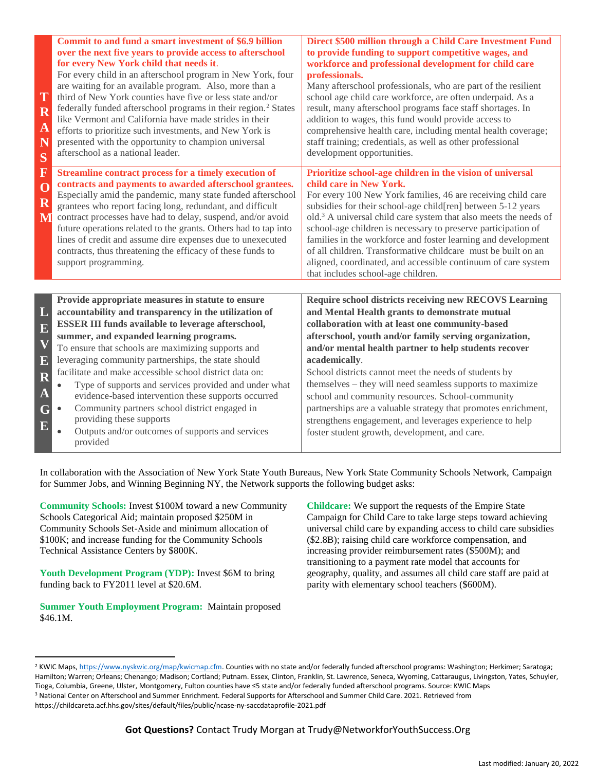## TRANSFORM

**Commit to and fund a smart investment of $6.9 billion over the next five years to provide access to afterschool for every New York child that needs it.**

For every child in an afterschool program in New York, four are waiting for an available program. Also, more than a third of New York counties have five or less state and/or federally funded afterschool programs in their region.[2] States like Vermont and California have made strides in their efforts to prioritize such investments, and New York is presented with the opportunity to champion universal afterschool as a national leader.

**Direct $500 million through a Child Care Investment Fund to provide funding to support competitive wages, and workforce and professional development for child care professionals.**

Many afterschool professionals, who are part of the resilient school age child care workforce, are often underpaid. As a result, many afterschool programs face staff shortages. In addition to wages, this fund would provide access to comprehensive health care, including mental health coverage; staff training; credentials, as well as other professional development opportunities.

**Streamline contract process for a timely execution of contracts and payments to awarded afterschool grantees.**

Especially amid the pandemic, many state funded afterschool grantees who report facing long, redundant, and difficult contract processes have had to delay, suspend, and/or avoid future operations related to the grants. Others had to tap into lines of credit and assume dire expenses due to unexecuted contracts, thus threatening the efficacy of these funds to support programming.

**Prioritize school-age children in the vision of universal child care in New York.**

For every 100 New York families, 46 are receiving child care subsidies for their school-age child[ren] between 5-12 years old.[3] A universal child care system that also meets the needs of school-age children is necessary to preserve participation of families in the workforce and foster learning and development of all children. Transformative childcare must be built on an aligned, coordinated, and accessible continuum of care system that includes school-age children.

## LEVERAGE

**Provide appropriate measures in statute to ensure accountability and transparency in the utilization of ESSER III funds available to leverage afterschool, summer, and expanded learning programs.**

To ensure that schools are maximizing supports and leveraging community partnerships, the state should facilitate and make accessible school district data on:

- Type of supports and services provided and under what evidence-based intervention these supports occurred
- Community partners school district engaged in providing these supports
- Outputs and/or outcomes of supports and services provided

**Require school districts receiving new RECOVS Learning and Mental Health grants to demonstrate mutual collaboration with at least one community-based afterschool, youth and/or family serving organization, and/or mental health partner to help students recover academically.**

School districts cannot meet the needs of students by themselves – they will need seamless supports to maximize school and community resources. School-community partnerships are a valuable strategy that promotes enrichment, strengthens engagement, and leverages experience to help foster student growth, development, and care.

In collaboration with the Association of New York State Youth Bureaus, New York State Community Schools Network, Campaign for Summer Jobs, and Winning Beginning NY, the Network supports the following budget asks:

**Community Schools:** Invest $100M toward a new Community Schools Categorical Aid; maintain proposed $250M in Community Schools Set-Aside and minimum allocation of $100K; and increase funding for the Community Schools Technical Assistance Centers by $800K.

**Youth Development Program (YDP):** Invest $6M to bring funding back to FY2011 level at $20.6M.

**Summer Youth Employment Program:** Maintain proposed $46.1M.

**Childcare:** We support the requests of the Empire State Campaign for Child Care to take large steps toward achieving universal child care by expanding access to child care subsidies ($2.8B); raising child care workforce compensation, and increasing provider reimbursement rates ($500M); and transitioning to a payment rate model that accounts for geography, quality, and assumes all child care staff are paid at parity with elementary school teachers ($600M).

---

[2] KWIC Maps, https://www.nyskwic.org/map/kwicmap.cfm. Counties with no state and/or federally funded afterschool programs: Washington; Herkimer; Saratoga; Hamilton; Warren; Orleans; Chenango; Madison; Cortland; Putnam. Essex, Clinton, Franklin, St. Lawrence, Seneca, Wyoming, Cattaraugus, Livingston, Yates, Schuyler, Tioga, Columbia, Greene, Ulster, Montgomery, Fulton counties have ≤5 state and/or federally funded afterschool programs. Source: KWIC Maps

[3] National Center on Afterschool and Summer Enrichment. Federal Supports for Afterschool and Summer Child Care. 2021. Retrieved from https://childcareta.acf.hhs.gov/sites/default/files/public/ncase-ny-saccdataprofile-2021.pdf

**Got Questions?** Contact Trudy Morgan at Trudy@NetworkforYouthSuccess.Org

Last modified: January 20, 2022